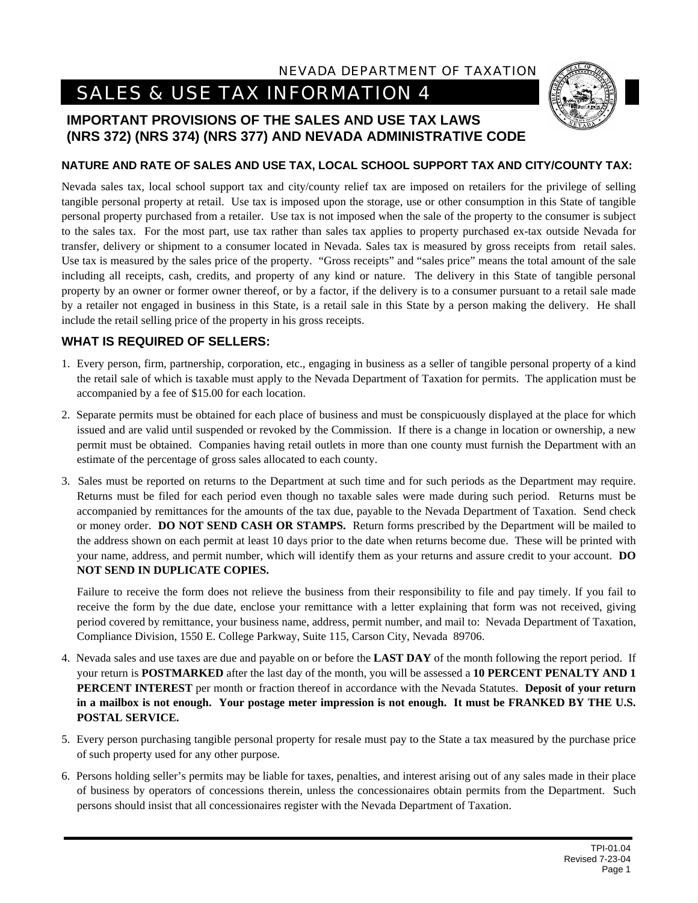NEVADA DEPARTMENT OF TAXATION

# SALES & USE TAX INFORMATION 4

## IMPORTANT PROVISIONS OF THE SALES AND USE TAX LAWS (NRS 372) (NRS 374) (NRS 377) AND NEVADA ADMINISTRATIVE CODE

### NATURE AND RATE OF SALES AND USE TAX, LOCAL SCHOOL SUPPORT TAX AND CITY/COUNTY TAX:

Nevada sales tax, local school support tax and city/county relief tax are imposed on retailers for the privilege of selling tangible personal property at retail. Use tax is imposed upon the storage, use or other consumption in this State of tangible personal property purchased from a retailer. Use tax is not imposed when the sale of the property to the consumer is subject to the sales tax. For the most part, use tax rather than sales tax applies to property purchased ex-tax outside Nevada for transfer, delivery or shipment to a consumer located in Nevada. Sales tax is measured by gross receipts from retail sales. Use tax is measured by the sales price of the property. "Gross receipts" and "sales price" means the total amount of the sale including all receipts, cash, credits, and property of any kind or nature. The delivery in this State of tangible personal property by an owner or former owner thereof, or by a factor, if the delivery is to a consumer pursuant to a retail sale made by a retailer not engaged in business in this State, is a retail sale in this State by a person making the delivery. He shall include the retail selling price of the property in his gross receipts.

### WHAT IS REQUIRED OF SELLERS:

1. Every person, firm, partnership, corporation, etc., engaging in business as a seller of tangible personal property of a kind the retail sale of which is taxable must apply to the Nevada Department of Taxation for permits. The application must be accompanied by a fee of $15.00 for each location.

2. Separate permits must be obtained for each place of business and must be conspicuously displayed at the place for which issued and are valid until suspended or revoked by the Commission. If there is a change in location or ownership, a new permit must be obtained. Companies having retail outlets in more than one county must furnish the Department with an estimate of the percentage of gross sales allocated to each county.

3. Sales must be reported on returns to the Department at such time and for such periods as the Department may require. Returns must be filed for each period even though no taxable sales were made during such period. Returns must be accompanied by remittances for the amounts of the tax due, payable to the Nevada Department of Taxation. Send check or money order. **DO NOT SEND CASH OR STAMPS.** Return forms prescribed by the Department will be mailed to the address shown on each permit at least 10 days prior to the date when returns become due. These will be printed with your name, address, and permit number, which will identify them as your returns and assure credit to your account. **DO NOT SEND IN DUPLICATE COPIES.**

   Failure to receive the form does not relieve the business from their responsibility to file and pay timely. If you fail to receive the form by the due date, enclose your remittance with a letter explaining that form was not received, giving period covered by remittance, your business name, address, permit number, and mail to: Nevada Department of Taxation, Compliance Division, 1550 E. College Parkway, Suite 115, Carson City, Nevada 89706.

4. Nevada sales and use taxes are due and payable on or before the **LAST DAY** of the month following the report period. If your return is **POSTMARKED** after the last day of the month, you will be assessed a **10 PERCENT PENALTY AND 1 PERCENT INTEREST** per month or fraction thereof in accordance with the Nevada Statutes. **Deposit of your return in a mailbox is not enough. Your postage meter impression is not enough. It must be FRANKED BY THE U.S. POSTAL SERVICE.**

5. Every person purchasing tangible personal property for resale must pay to the State a tax measured by the purchase price of such property used for any other purpose.

6. Persons holding seller's permits may be liable for taxes, penalties, and interest arising out of any sales made in their place of business by operators of concessions therein, unless the concessionaires obtain permits from the Department. Such persons should insist that all concessionaires register with the Nevada Department of Taxation.

TPI-01.04
Revised 7-23-04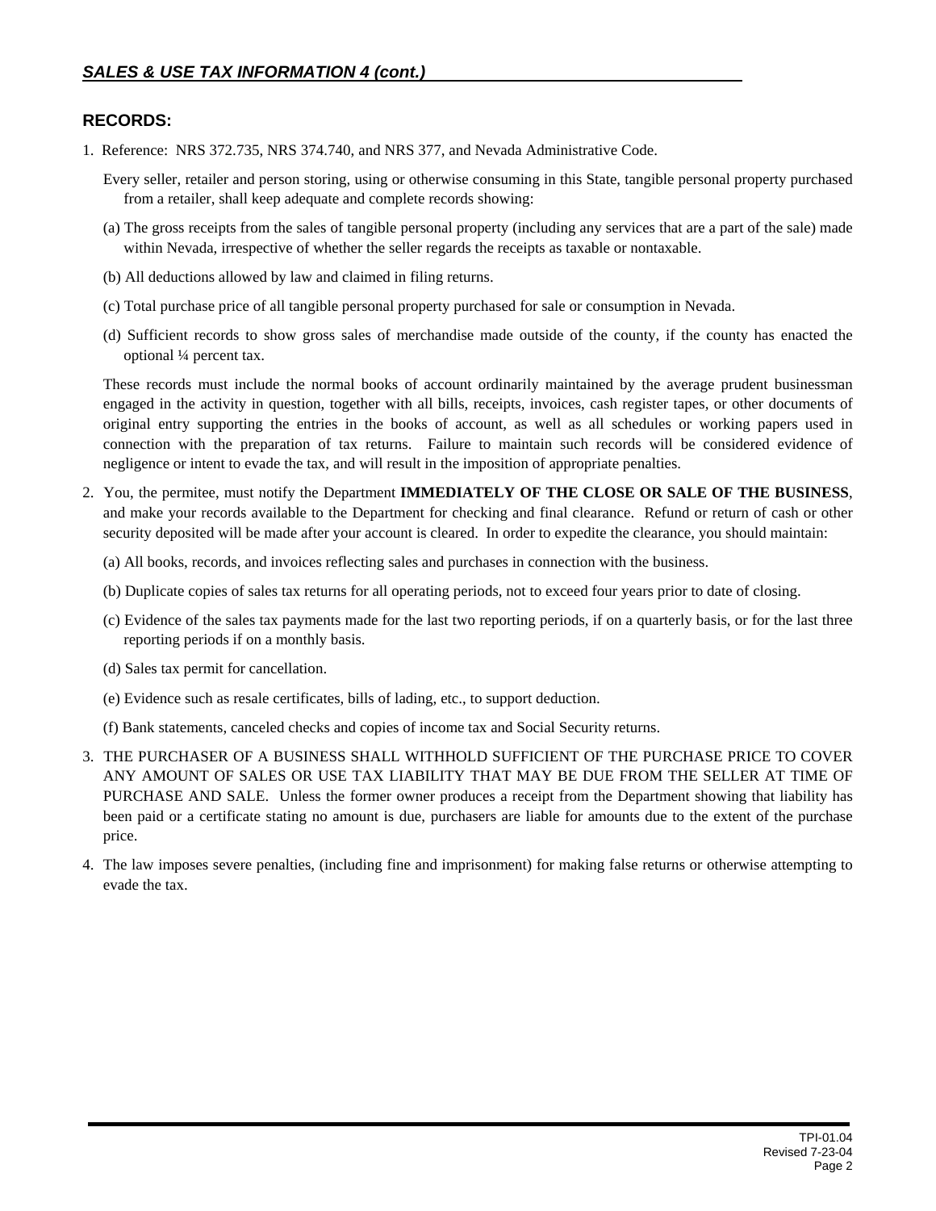## *SALES & USE TAX INFORMATION 4 (cont.)*

## RECORDS:

1. Reference: NRS 372.735, NRS 374.740, and NRS 377, and Nevada Administrative Code.

   Every seller, retailer and person storing, using or otherwise consuming in this State, tangible personal property purchased from a retailer, shall keep adequate and complete records showing:

   (a) The gross receipts from the sales of tangible personal property (including any services that are a part of the sale) made within Nevada, irrespective of whether the seller regards the receipts as taxable or nontaxable.

   (b) All deductions allowed by law and claimed in filing returns.

   (c) Total purchase price of all tangible personal property purchased for sale or consumption in Nevada.

   (d) Sufficient records to show gross sales of merchandise made outside of the county, if the county has enacted the optional ¼ percent tax.

   These records must include the normal books of account ordinarily maintained by the average prudent businessman engaged in the activity in question, together with all bills, receipts, invoices, cash register tapes, or other documents of original entry supporting the entries in the books of account, as well as all schedules or working papers used in connection with the preparation of tax returns. Failure to maintain such records will be considered evidence of negligence or intent to evade the tax, and will result in the imposition of appropriate penalties.

2. You, the permitee, must notify the Department **IMMEDIATELY OF THE CLOSE OR SALE OF THE BUSINESS**, and make your records available to the Department for checking and final clearance. Refund or return of cash or other security deposited will be made after your account is cleared. In order to expedite the clearance, you should maintain:

   (a) All books, records, and invoices reflecting sales and purchases in connection with the business.

   (b) Duplicate copies of sales tax returns for all operating periods, not to exceed four years prior to date of closing.

   (c) Evidence of the sales tax payments made for the last two reporting periods, if on a quarterly basis, or for the last three reporting periods if on a monthly basis.

   (d) Sales tax permit for cancellation.

   (e) Evidence such as resale certificates, bills of lading, etc., to support deduction.

   (f) Bank statements, canceled checks and copies of income tax and Social Security returns.

3. THE PURCHASER OF A BUSINESS SHALL WITHHOLD SUFFICIENT OF THE PURCHASE PRICE TO COVER ANY AMOUNT OF SALES OR USE TAX LIABILITY THAT MAY BE DUE FROM THE SELLER AT TIME OF PURCHASE AND SALE. Unless the former owner produces a receipt from the Department showing that liability has been paid or a certificate stating no amount is due, purchasers are liable for amounts due to the extent of the purchase price.

4. The law imposes severe penalties, (including fine and imprisonment) for making false returns or otherwise attempting to evade the tax.

TPI-01.04
Revised 7-23-04